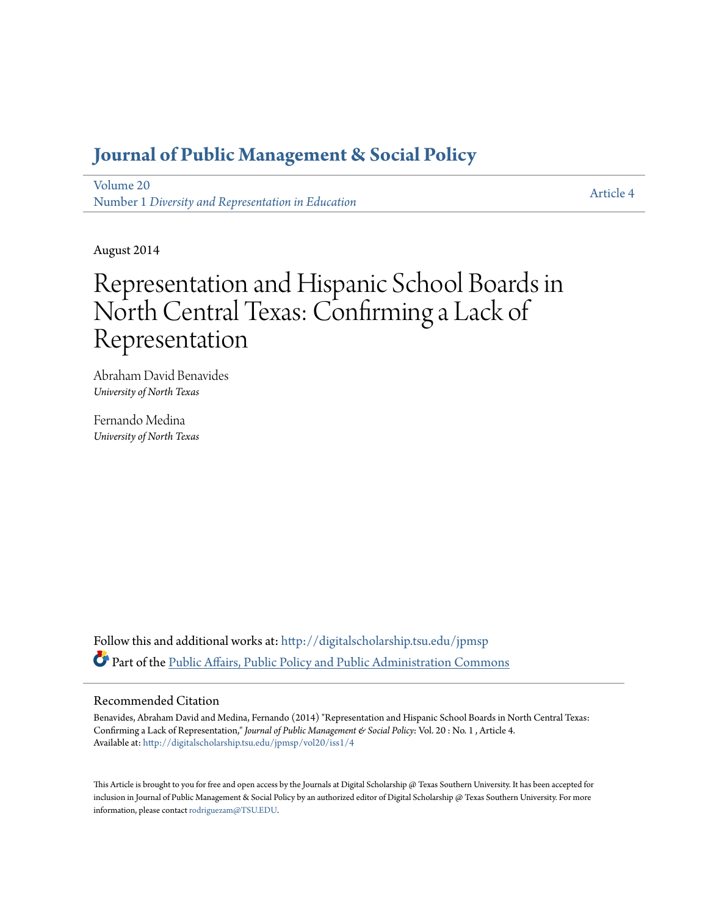# Journal of Public Management & Social Policy

Volume 20
Number 1 *Diversity and Representation in Education*

Article 4

August 2014

# Representation and Hispanic School Boards in North Central Texas: Confirming a Lack of Representation

Abraham David Benavides
*University of North Texas*

Fernando Medina
*University of North Texas*

Follow this and additional works at: http://digitalscholarship.tsu.edu/jpmsp

Part of the Public Affairs, Public Policy and Public Administration Commons

## Recommended Citation

Benavides, Abraham David and Medina, Fernando (2014) "Representation and Hispanic School Boards in North Central Texas: Confirming a Lack of Representation," *Journal of Public Management & Social Policy*: Vol. 20 : No. 1 , Article 4.
Available at: http://digitalscholarship.tsu.edu/jpmsp/vol20/iss1/4

This Article is brought to you for free and open access by the Journals at Digital Scholarship @ Texas Southern University. It has been accepted for inclusion in Journal of Public Management & Social Policy by an authorized editor of Digital Scholarship @ Texas Southern University. For more information, please contact rodriguezam@TSU.EDU.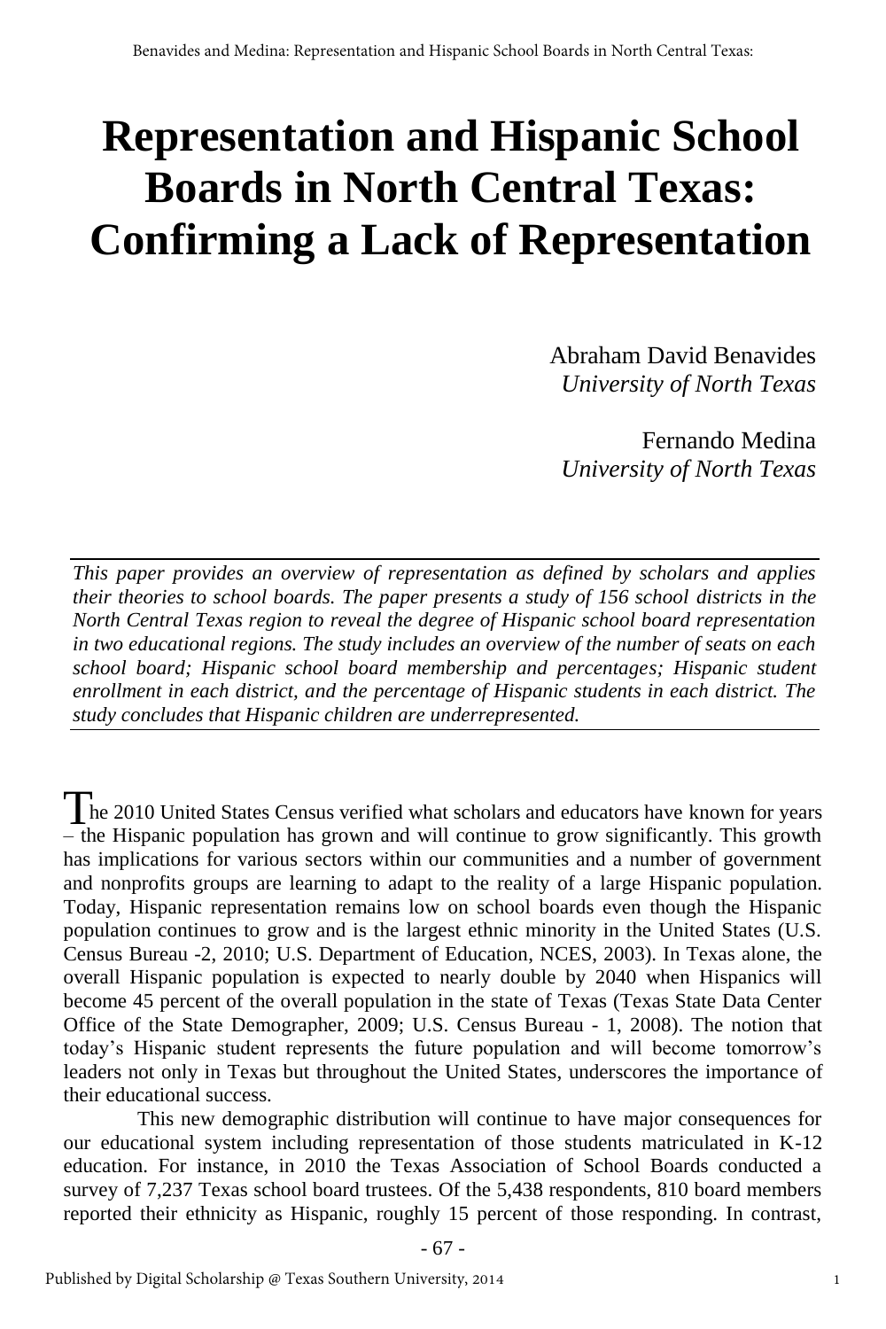# Representation and Hispanic School Boards in North Central Texas: Confirming a Lack of Representation

Abraham David Benavides
*University of North Texas*

Fernando Medina
*University of North Texas*

*This paper provides an overview of representation as defined by scholars and applies their theories to school boards. The paper presents a study of 156 school districts in the North Central Texas region to reveal the degree of Hispanic school board representation in two educational regions. The study includes an overview of the number of seats on each school board; Hispanic school board membership and percentages; Hispanic student enrollment in each district, and the percentage of Hispanic students in each district. The study concludes that Hispanic children are underrepresented.*

The 2010 United States Census verified what scholars and educators have known for years – the Hispanic population has grown and will continue to grow significantly. This growth has implications for various sectors within our communities and a number of government and nonprofits groups are learning to adapt to the reality of a large Hispanic population. Today, Hispanic representation remains low on school boards even though the Hispanic population continues to grow and is the largest ethnic minority in the United States (U.S. Census Bureau -2, 2010; U.S. Department of Education, NCES, 2003). In Texas alone, the overall Hispanic population is expected to nearly double by 2040 when Hispanics will become 45 percent of the overall population in the state of Texas (Texas State Data Center Office of the State Demographer, 2009; U.S. Census Bureau - 1, 2008). The notion that today's Hispanic student represents the future population and will become tomorrow's leaders not only in Texas but throughout the United States, underscores the importance of their educational success.

This new demographic distribution will continue to have major consequences for our educational system including representation of those students matriculated in K-12 education. For instance, in 2010 the Texas Association of School Boards conducted a survey of 7,237 Texas school board trustees. Of the 5,438 respondents, 810 board members reported their ethnicity as Hispanic, roughly 15 percent of those responding. In contrast,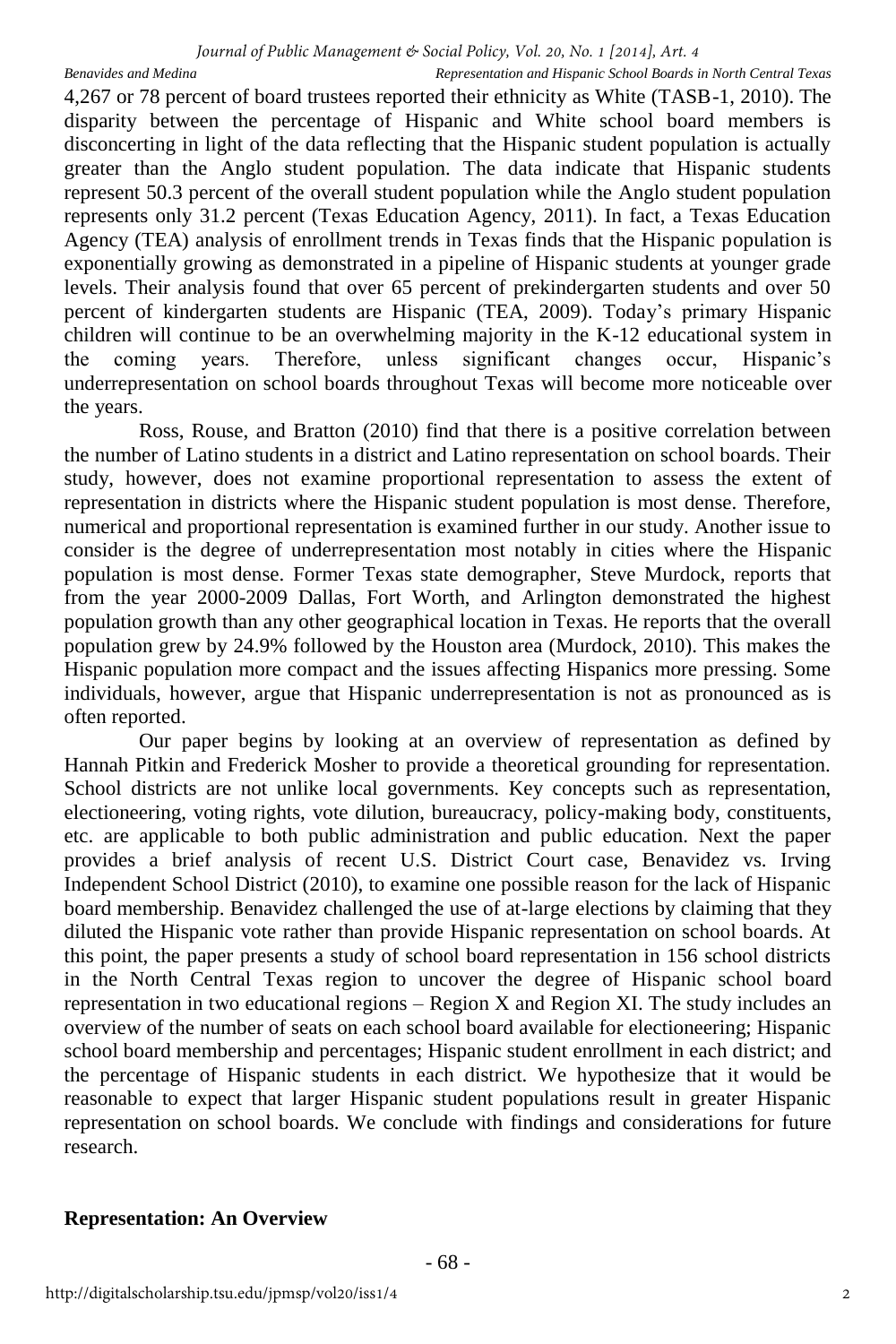4,267 or 78 percent of board trustees reported their ethnicity as White (TASB-1, 2010). The disparity between the percentage of Hispanic and White school board members is disconcerting in light of the data reflecting that the Hispanic student population is actually greater than the Anglo student population. The data indicate that Hispanic students represent 50.3 percent of the overall student population while the Anglo student population represents only 31.2 percent (Texas Education Agency, 2011). In fact, a Texas Education Agency (TEA) analysis of enrollment trends in Texas finds that the Hispanic population is exponentially growing as demonstrated in a pipeline of Hispanic students at younger grade levels. Their analysis found that over 65 percent of prekindergarten students and over 50 percent of kindergarten students are Hispanic (TEA, 2009). Today's primary Hispanic children will continue to be an overwhelming majority in the K-12 educational system in the coming years. Therefore, unless significant changes occur, Hispanic's underrepresentation on school boards throughout Texas will become more noticeable over the years.

Ross, Rouse, and Bratton (2010) find that there is a positive correlation between the number of Latino students in a district and Latino representation on school boards. Their study, however, does not examine proportional representation to assess the extent of representation in districts where the Hispanic student population is most dense. Therefore, numerical and proportional representation is examined further in our study. Another issue to consider is the degree of underrepresentation most notably in cities where the Hispanic population is most dense. Former Texas state demographer, Steve Murdock, reports that from the year 2000-2009 Dallas, Fort Worth, and Arlington demonstrated the highest population growth than any other geographical location in Texas. He reports that the overall population grew by 24.9% followed by the Houston area (Murdock, 2010). This makes the Hispanic population more compact and the issues affecting Hispanics more pressing. Some individuals, however, argue that Hispanic underrepresentation is not as pronounced as is often reported.

Our paper begins by looking at an overview of representation as defined by Hannah Pitkin and Frederick Mosher to provide a theoretical grounding for representation. School districts are not unlike local governments. Key concepts such as representation, electioneering, voting rights, vote dilution, bureaucracy, policy-making body, constituents, etc. are applicable to both public administration and public education. Next the paper provides a brief analysis of recent U.S. District Court case, Benavidez vs. Irving Independent School District (2010), to examine one possible reason for the lack of Hispanic board membership. Benavidez challenged the use of at-large elections by claiming that they diluted the Hispanic vote rather than provide Hispanic representation on school boards. At this point, the paper presents a study of school board representation in 156 school districts in the North Central Texas region to uncover the degree of Hispanic school board representation in two educational regions – Region X and Region XI. The study includes an overview of the number of seats on each school board available for electioneering; Hispanic school board membership and percentages; Hispanic student enrollment in each district; and the percentage of Hispanic students in each district. We hypothesize that it would be reasonable to expect that larger Hispanic student populations result in greater Hispanic representation on school boards. We conclude with findings and considerations for future research.

## Representation: An Overview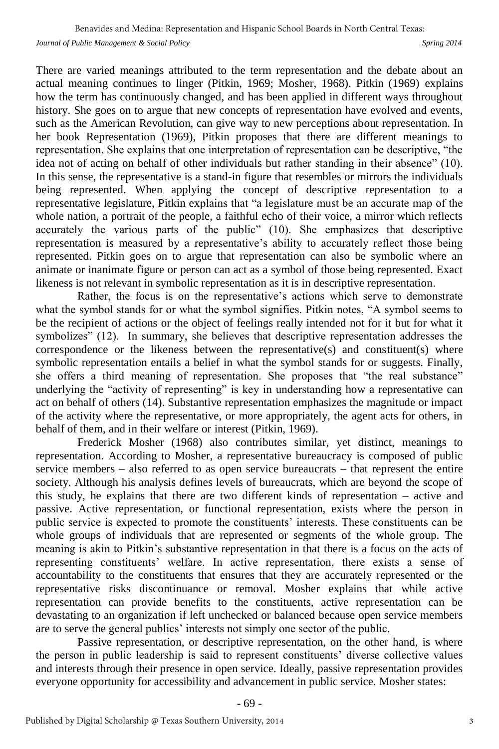There are varied meanings attributed to the term representation and the debate about an actual meaning continues to linger (Pitkin, 1969; Mosher, 1968). Pitkin (1969) explains how the term has continuously changed, and has been applied in different ways throughout history. She goes on to argue that new concepts of representation have evolved and events, such as the American Revolution, can give way to new perceptions about representation. In her book Representation (1969), Pitkin proposes that there are different meanings to representation. She explains that one interpretation of representation can be descriptive, "the idea not of acting on behalf of other individuals but rather standing in their absence" (10). In this sense, the representative is a stand-in figure that resembles or mirrors the individuals being represented. When applying the concept of descriptive representation to a representative legislature, Pitkin explains that "a legislature must be an accurate map of the whole nation, a portrait of the people, a faithful echo of their voice, a mirror which reflects accurately the various parts of the public" (10). She emphasizes that descriptive representation is measured by a representative's ability to accurately reflect those being represented. Pitkin goes on to argue that representation can also be symbolic where an animate or inanimate figure or person can act as a symbol of those being represented. Exact likeness is not relevant in symbolic representation as it is in descriptive representation.

Rather, the focus is on the representative's actions which serve to demonstrate what the symbol stands for or what the symbol signifies. Pitkin notes, "A symbol seems to be the recipient of actions or the object of feelings really intended not for it but for what it symbolizes" (12). In summary, she believes that descriptive representation addresses the correspondence or the likeness between the representative(s) and constituent(s) where symbolic representation entails a belief in what the symbol stands for or suggests. Finally, she offers a third meaning of representation. She proposes that "the real substance" underlying the "activity of representing" is key in understanding how a representative can act on behalf of others (14). Substantive representation emphasizes the magnitude or impact of the activity where the representative, or more appropriately, the agent acts for others, in behalf of them, and in their welfare or interest (Pitkin, 1969).

Frederick Mosher (1968) also contributes similar, yet distinct, meanings to representation. According to Mosher, a representative bureaucracy is composed of public service members – also referred to as open service bureaucrats – that represent the entire society. Although his analysis defines levels of bureaucrats, which are beyond the scope of this study, he explains that there are two different kinds of representation – active and passive. Active representation, or functional representation, exists where the person in public service is expected to promote the constituents' interests. These constituents can be whole groups of individuals that are represented or segments of the whole group. The meaning is akin to Pitkin's substantive representation in that there is a focus on the acts of representing constituents' welfare. In active representation, there exists a sense of accountability to the constituents that ensures that they are accurately represented or the representative risks discontinuance or removal. Mosher explains that while active representation can provide benefits to the constituents, active representation can be devastating to an organization if left unchecked or balanced because open service members are to serve the general publics' interests not simply one sector of the public.

Passive representation, or descriptive representation, on the other hand, is where the person in public leadership is said to represent constituents' diverse collective values and interests through their presence in open service. Ideally, passive representation provides everyone opportunity for accessibility and advancement in public service. Mosher states: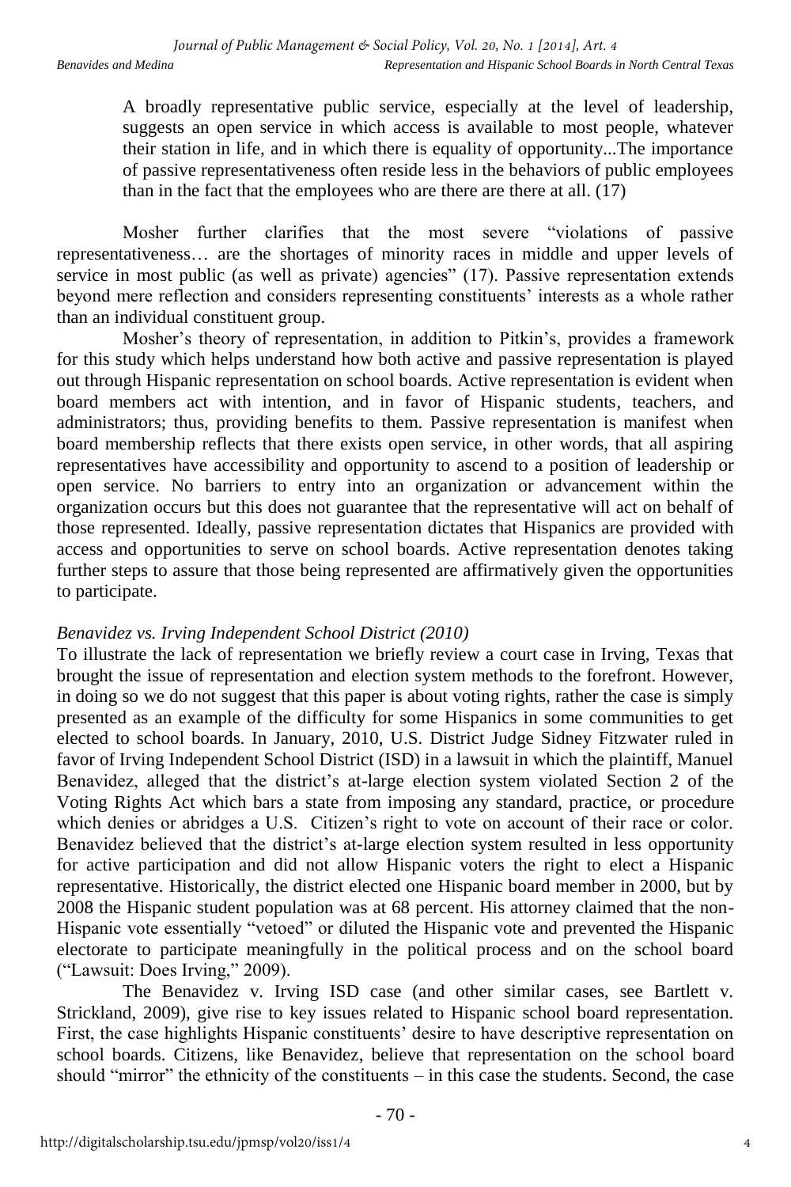> A broadly representative public service, especially at the level of leadership, suggests an open service in which access is available to most people, whatever their station in life, and in which there is equality of opportunity...The importance of passive representativeness often reside less in the behaviors of public employees than in the fact that the employees who are there are there at all. (17)

Mosher further clarifies that the most severe "violations of passive representativeness… are the shortages of minority races in middle and upper levels of service in most public (as well as private) agencies" (17). Passive representation extends beyond mere reflection and considers representing constituents' interests as a whole rather than an individual constituent group.

Mosher's theory of representation, in addition to Pitkin's, provides a framework for this study which helps understand how both active and passive representation is played out through Hispanic representation on school boards. Active representation is evident when board members act with intention, and in favor of Hispanic students, teachers, and administrators; thus, providing benefits to them. Passive representation is manifest when board membership reflects that there exists open service, in other words, that all aspiring representatives have accessibility and opportunity to ascend to a position of leadership or open service. No barriers to entry into an organization or advancement within the organization occurs but this does not guarantee that the representative will act on behalf of those represented. Ideally, passive representation dictates that Hispanics are provided with access and opportunities to serve on school boards. Active representation denotes taking further steps to assure that those being represented are affirmatively given the opportunities to participate.

### *Benavidez vs. Irving Independent School District (2010)*

To illustrate the lack of representation we briefly review a court case in Irving, Texas that brought the issue of representation and election system methods to the forefront. However, in doing so we do not suggest that this paper is about voting rights, rather the case is simply presented as an example of the difficulty for some Hispanics in some communities to get elected to school boards. In January, 2010, U.S. District Judge Sidney Fitzwater ruled in favor of Irving Independent School District (ISD) in a lawsuit in which the plaintiff, Manuel Benavidez, alleged that the district's at-large election system violated Section 2 of the Voting Rights Act which bars a state from imposing any standard, practice, or procedure which denies or abridges a U.S. Citizen's right to vote on account of their race or color. Benavidez believed that the district's at-large election system resulted in less opportunity for active participation and did not allow Hispanic voters the right to elect a Hispanic representative. Historically, the district elected one Hispanic board member in 2000, but by 2008 the Hispanic student population was at 68 percent. His attorney claimed that the non-Hispanic vote essentially "vetoed" or diluted the Hispanic vote and prevented the Hispanic electorate to participate meaningfully in the political process and on the school board ("Lawsuit: Does Irving," 2009).

The Benavidez v. Irving ISD case (and other similar cases, see Bartlett v. Strickland, 2009), give rise to key issues related to Hispanic school board representation. First, the case highlights Hispanic constituents' desire to have descriptive representation on school boards. Citizens, like Benavidez, believe that representation on the school board should "mirror" the ethnicity of the constituents – in this case the students. Second, the case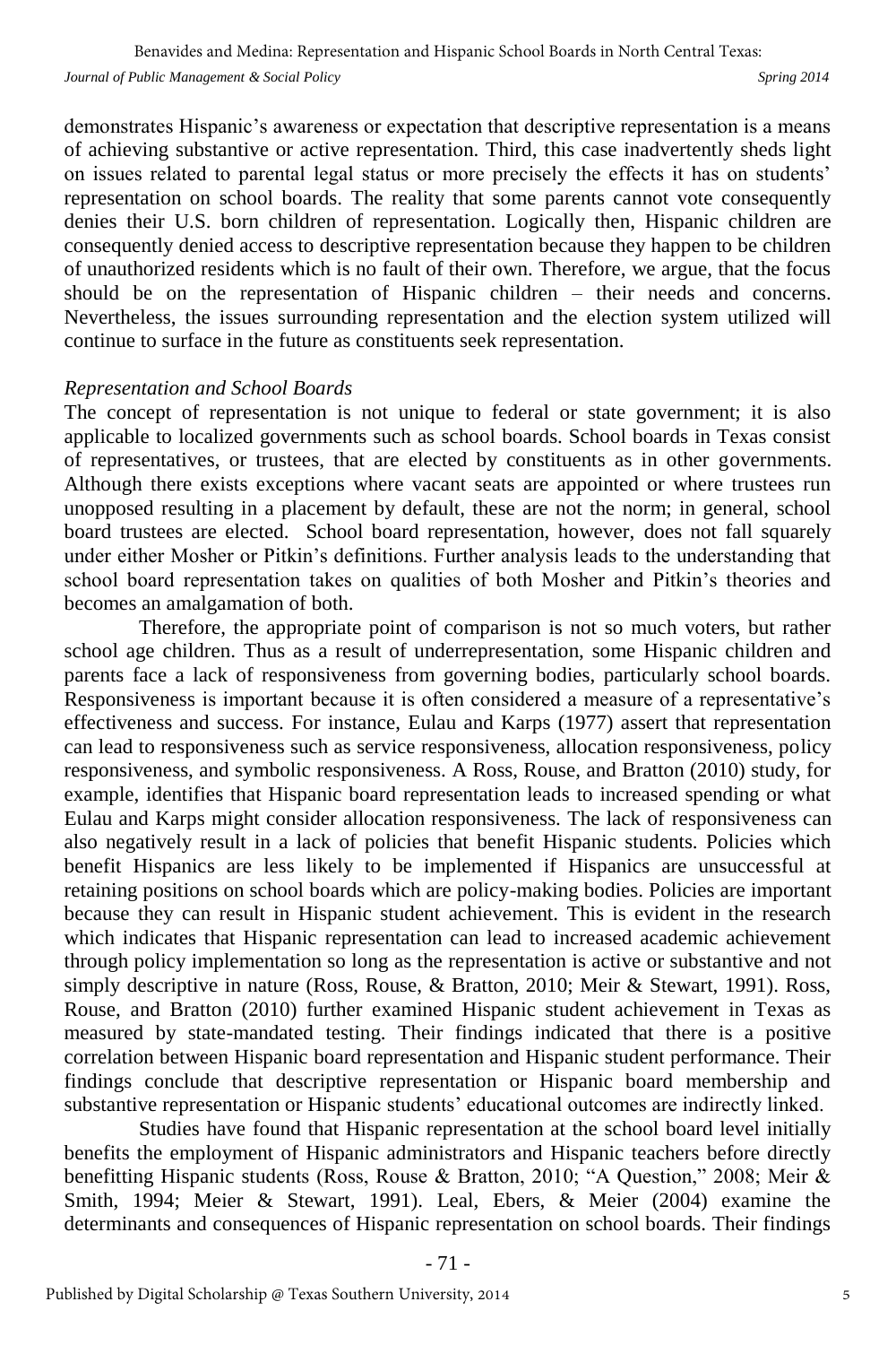demonstrates Hispanic's awareness or expectation that descriptive representation is a means of achieving substantive or active representation. Third, this case inadvertently sheds light on issues related to parental legal status or more precisely the effects it has on students' representation on school boards. The reality that some parents cannot vote consequently denies their U.S. born children of representation. Logically then, Hispanic children are consequently denied access to descriptive representation because they happen to be children of unauthorized residents which is no fault of their own. Therefore, we argue, that the focus should be on the representation of Hispanic children – their needs and concerns. Nevertheless, the issues surrounding representation and the election system utilized will continue to surface in the future as constituents seek representation.

*Representation and School Boards*

The concept of representation is not unique to federal or state government; it is also applicable to localized governments such as school boards. School boards in Texas consist of representatives, or trustees, that are elected by constituents as in other governments. Although there exists exceptions where vacant seats are appointed or where trustees run unopposed resulting in a placement by default, these are not the norm; in general, school board trustees are elected. School board representation, however, does not fall squarely under either Mosher or Pitkin's definitions. Further analysis leads to the understanding that school board representation takes on qualities of both Mosher and Pitkin's theories and becomes an amalgamation of both.

Therefore, the appropriate point of comparison is not so much voters, but rather school age children. Thus as a result of underrepresentation, some Hispanic children and parents face a lack of responsiveness from governing bodies, particularly school boards. Responsiveness is important because it is often considered a measure of a representative's effectiveness and success. For instance, Eulau and Karps (1977) assert that representation can lead to responsiveness such as service responsiveness, allocation responsiveness, policy responsiveness, and symbolic responsiveness. A Ross, Rouse, and Bratton (2010) study, for example, identifies that Hispanic board representation leads to increased spending or what Eulau and Karps might consider allocation responsiveness. The lack of responsiveness can also negatively result in a lack of policies that benefit Hispanic students. Policies which benefit Hispanics are less likely to be implemented if Hispanics are unsuccessful at retaining positions on school boards which are policy-making bodies. Policies are important because they can result in Hispanic student achievement. This is evident in the research which indicates that Hispanic representation can lead to increased academic achievement through policy implementation so long as the representation is active or substantive and not simply descriptive in nature (Ross, Rouse, & Bratton, 2010; Meir & Stewart, 1991). Ross, Rouse, and Bratton (2010) further examined Hispanic student achievement in Texas as measured by state-mandated testing. Their findings indicated that there is a positive correlation between Hispanic board representation and Hispanic student performance. Their findings conclude that descriptive representation or Hispanic board membership and substantive representation or Hispanic students' educational outcomes are indirectly linked.

Studies have found that Hispanic representation at the school board level initially benefits the employment of Hispanic administrators and Hispanic teachers before directly benefitting Hispanic students (Ross, Rouse & Bratton, 2010; "A Question," 2008; Meir & Smith, 1994; Meier & Stewart, 1991). Leal, Ebers, & Meier (2004) examine the determinants and consequences of Hispanic representation on school boards. Their findings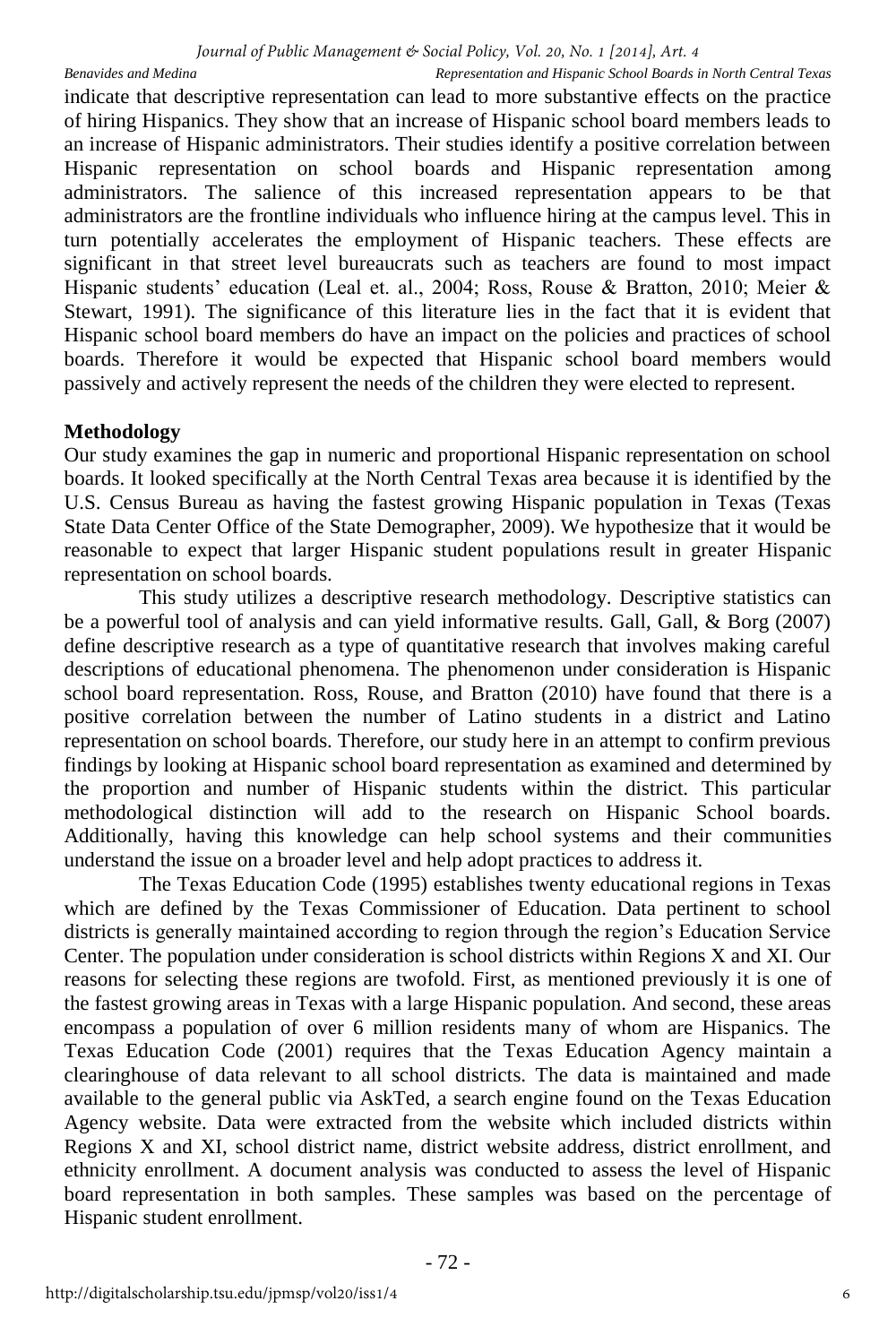indicate that descriptive representation can lead to more substantive effects on the practice of hiring Hispanics. They show that an increase of Hispanic school board members leads to an increase of Hispanic administrators. Their studies identify a positive correlation between Hispanic representation on school boards and Hispanic representation among administrators. The salience of this increased representation appears to be that administrators are the frontline individuals who influence hiring at the campus level. This in turn potentially accelerates the employment of Hispanic teachers. These effects are significant in that street level bureaucrats such as teachers are found to most impact Hispanic students' education (Leal et. al., 2004; Ross, Rouse & Bratton, 2010; Meier & Stewart, 1991). The significance of this literature lies in the fact that it is evident that Hispanic school board members do have an impact on the policies and practices of school boards. Therefore it would be expected that Hispanic school board members would passively and actively represent the needs of the children they were elected to represent.

## Methodology

Our study examines the gap in numeric and proportional Hispanic representation on school boards. It looked specifically at the North Central Texas area because it is identified by the U.S. Census Bureau as having the fastest growing Hispanic population in Texas (Texas State Data Center Office of the State Demographer, 2009). We hypothesize that it would be reasonable to expect that larger Hispanic student populations result in greater Hispanic representation on school boards.

This study utilizes a descriptive research methodology. Descriptive statistics can be a powerful tool of analysis and can yield informative results. Gall, Gall, & Borg (2007) define descriptive research as a type of quantitative research that involves making careful descriptions of educational phenomena. The phenomenon under consideration is Hispanic school board representation. Ross, Rouse, and Bratton (2010) have found that there is a positive correlation between the number of Latino students in a district and Latino representation on school boards. Therefore, our study here in an attempt to confirm previous findings by looking at Hispanic school board representation as examined and determined by the proportion and number of Hispanic students within the district. This particular methodological distinction will add to the research on Hispanic School boards. Additionally, having this knowledge can help school systems and their communities understand the issue on a broader level and help adopt practices to address it.

The Texas Education Code (1995) establishes twenty educational regions in Texas which are defined by the Texas Commissioner of Education. Data pertinent to school districts is generally maintained according to region through the region's Education Service Center. The population under consideration is school districts within Regions X and XI. Our reasons for selecting these regions are twofold. First, as mentioned previously it is one of the fastest growing areas in Texas with a large Hispanic population. And second, these areas encompass a population of over 6 million residents many of whom are Hispanics. The Texas Education Code (2001) requires that the Texas Education Agency maintain a clearinghouse of data relevant to all school districts. The data is maintained and made available to the general public via AskTed, a search engine found on the Texas Education Agency website. Data were extracted from the website which included districts within Regions X and XI, school district name, district website address, district enrollment, and ethnicity enrollment. A document analysis was conducted to assess the level of Hispanic board representation in both samples. These samples was based on the percentage of Hispanic student enrollment.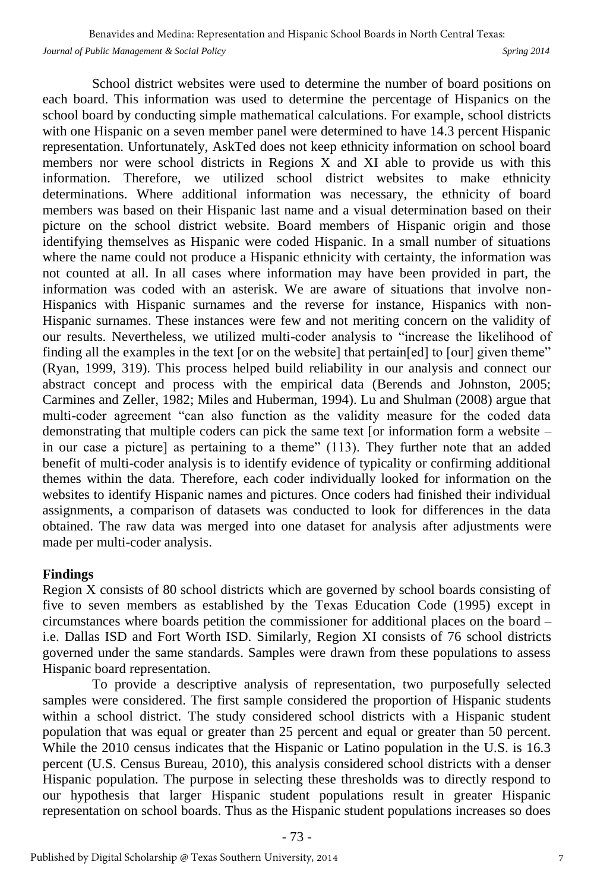School district websites were used to determine the number of board positions on each board. This information was used to determine the percentage of Hispanics on the school board by conducting simple mathematical calculations. For example, school districts with one Hispanic on a seven member panel were determined to have 14.3 percent Hispanic representation. Unfortunately, AskTed does not keep ethnicity information on school board members nor were school districts in Regions X and XI able to provide us with this information. Therefore, we utilized school district websites to make ethnicity determinations. Where additional information was necessary, the ethnicity of board members was based on their Hispanic last name and a visual determination based on their picture on the school district website. Board members of Hispanic origin and those identifying themselves as Hispanic were coded Hispanic. In a small number of situations where the name could not produce a Hispanic ethnicity with certainty, the information was not counted at all. In all cases where information may have been provided in part, the information was coded with an asterisk. We are aware of situations that involve non-Hispanics with Hispanic surnames and the reverse for instance, Hispanics with non-Hispanic surnames. These instances were few and not meriting concern on the validity of our results. Nevertheless, we utilized multi-coder analysis to "increase the likelihood of finding all the examples in the text [or on the website] that pertain[ed] to [our] given theme" (Ryan, 1999, 319). This process helped build reliability in our analysis and connect our abstract concept and process with the empirical data (Berends and Johnston, 2005; Carmines and Zeller, 1982; Miles and Huberman, 1994). Lu and Shulman (2008) argue that multi-coder agreement "can also function as the validity measure for the coded data demonstrating that multiple coders can pick the same text [or information form a website – in our case a picture] as pertaining to a theme" (113). They further note that an added benefit of multi-coder analysis is to identify evidence of typicality or confirming additional themes within the data. Therefore, each coder individually looked for information on the websites to identify Hispanic names and pictures. Once coders had finished their individual assignments, a comparison of datasets was conducted to look for differences in the data obtained. The raw data was merged into one dataset for analysis after adjustments were made per multi-coder analysis.

## Findings

Region X consists of 80 school districts which are governed by school boards consisting of five to seven members as established by the Texas Education Code (1995) except in circumstances where boards petition the commissioner for additional places on the board – i.e. Dallas ISD and Fort Worth ISD. Similarly, Region XI consists of 76 school districts governed under the same standards. Samples were drawn from these populations to assess Hispanic board representation.

To provide a descriptive analysis of representation, two purposefully selected samples were considered. The first sample considered the proportion of Hispanic students within a school district. The study considered school districts with a Hispanic student population that was equal or greater than 25 percent and equal or greater than 50 percent. While the 2010 census indicates that the Hispanic or Latino population in the U.S. is 16.3 percent (U.S. Census Bureau, 2010), this analysis considered school districts with a denser Hispanic population. The purpose in selecting these thresholds was to directly respond to our hypothesis that larger Hispanic student populations result in greater Hispanic representation on school boards. Thus as the Hispanic student populations increases so does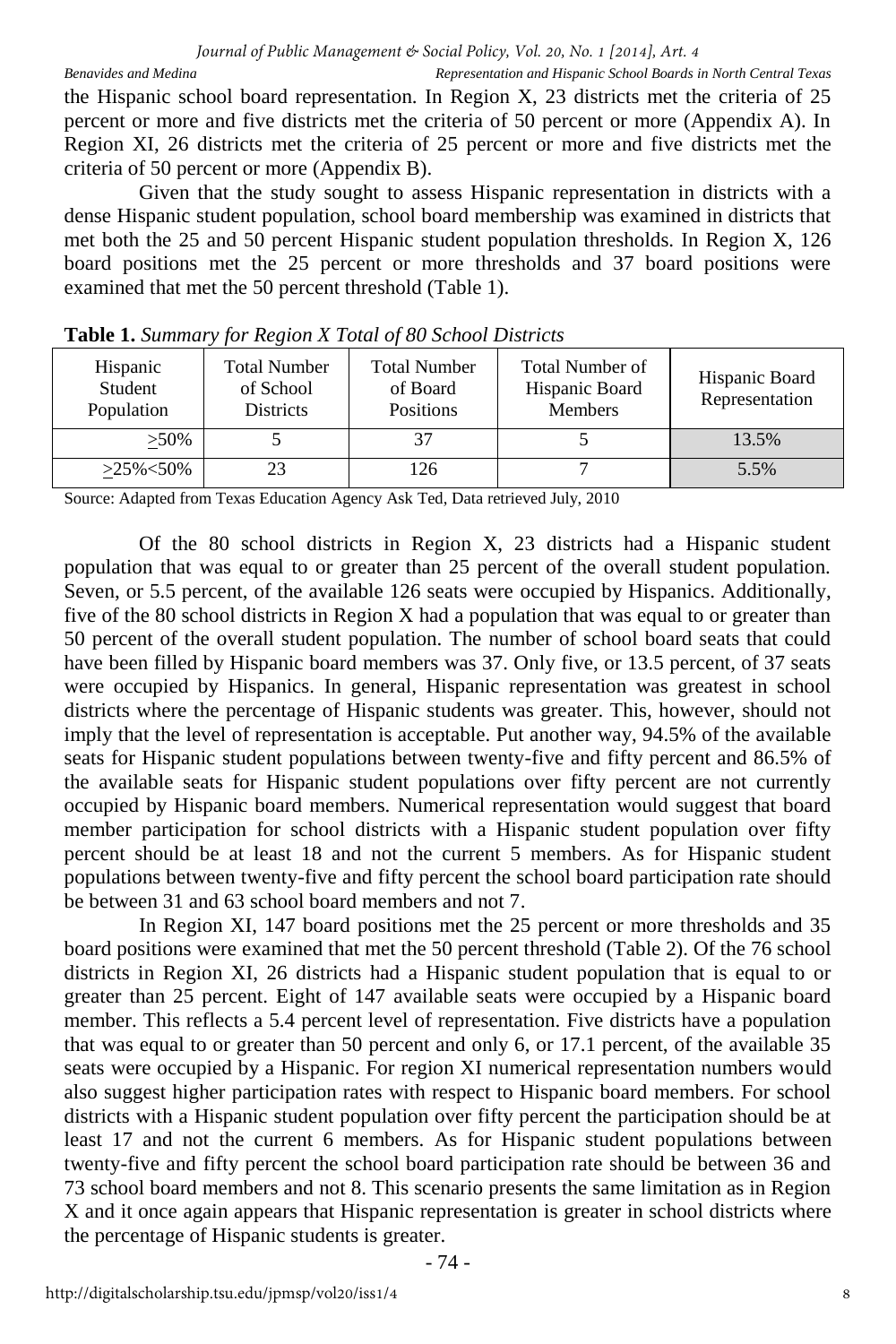the Hispanic school board representation. In Region X, 23 districts met the criteria of 25 percent or more and five districts met the criteria of 50 percent or more (Appendix A). In Region XI, 26 districts met the criteria of 25 percent or more and five districts met the criteria of 50 percent or more (Appendix B).

Given that the study sought to assess Hispanic representation in districts with a dense Hispanic student population, school board membership was examined in districts that met both the 25 and 50 percent Hispanic student population thresholds. In Region X, 126 board positions met the 25 percent or more thresholds and 37 board positions were examined that met the 50 percent threshold (Table 1).

**Table 1.** *Summary for Region X Total of 80 School Districts*

| Hispanic Student Population | Total Number of School Districts | Total Number of Board Positions | Total Number of Hispanic Board Members | Hispanic Board Representation |
|---|---|---|---|---|
| ≥50% | 5 | 37 | 5 | 13.5% |
| ≥25%<50% | 23 | 126 | 7 | 5.5% |

Source: Adapted from Texas Education Agency Ask Ted, Data retrieved July, 2010

Of the 80 school districts in Region X, 23 districts had a Hispanic student population that was equal to or greater than 25 percent of the overall student population. Seven, or 5.5 percent, of the available 126 seats were occupied by Hispanics. Additionally, five of the 80 school districts in Region X had a population that was equal to or greater than 50 percent of the overall student population. The number of school board seats that could have been filled by Hispanic board members was 37. Only five, or 13.5 percent, of 37 seats were occupied by Hispanics. In general, Hispanic representation was greatest in school districts where the percentage of Hispanic students was greater. This, however, should not imply that the level of representation is acceptable. Put another way, 94.5% of the available seats for Hispanic student populations between twenty-five and fifty percent and 86.5% of the available seats for Hispanic student populations over fifty percent are not currently occupied by Hispanic board members. Numerical representation would suggest that board member participation for school districts with a Hispanic student population over fifty percent should be at least 18 and not the current 5 members. As for Hispanic student populations between twenty-five and fifty percent the school board participation rate should be between 31 and 63 school board members and not 7.

In Region XI, 147 board positions met the 25 percent or more thresholds and 35 board positions were examined that met the 50 percent threshold (Table 2). Of the 76 school districts in Region XI, 26 districts had a Hispanic student population that is equal to or greater than 25 percent. Eight of 147 available seats were occupied by a Hispanic board member. This reflects a 5.4 percent level of representation. Five districts have a population that was equal to or greater than 50 percent and only 6, or 17.1 percent, of the available 35 seats were occupied by a Hispanic. For region XI numerical representation numbers would also suggest higher participation rates with respect to Hispanic board members. For school districts with a Hispanic student population over fifty percent the participation should be at least 17 and not the current 6 members. As for Hispanic student populations between twenty-five and fifty percent the school board participation rate should be between 36 and 73 school board members and not 8. This scenario presents the same limitation as in Region X and it once again appears that Hispanic representation is greater in school districts where the percentage of Hispanic students is greater.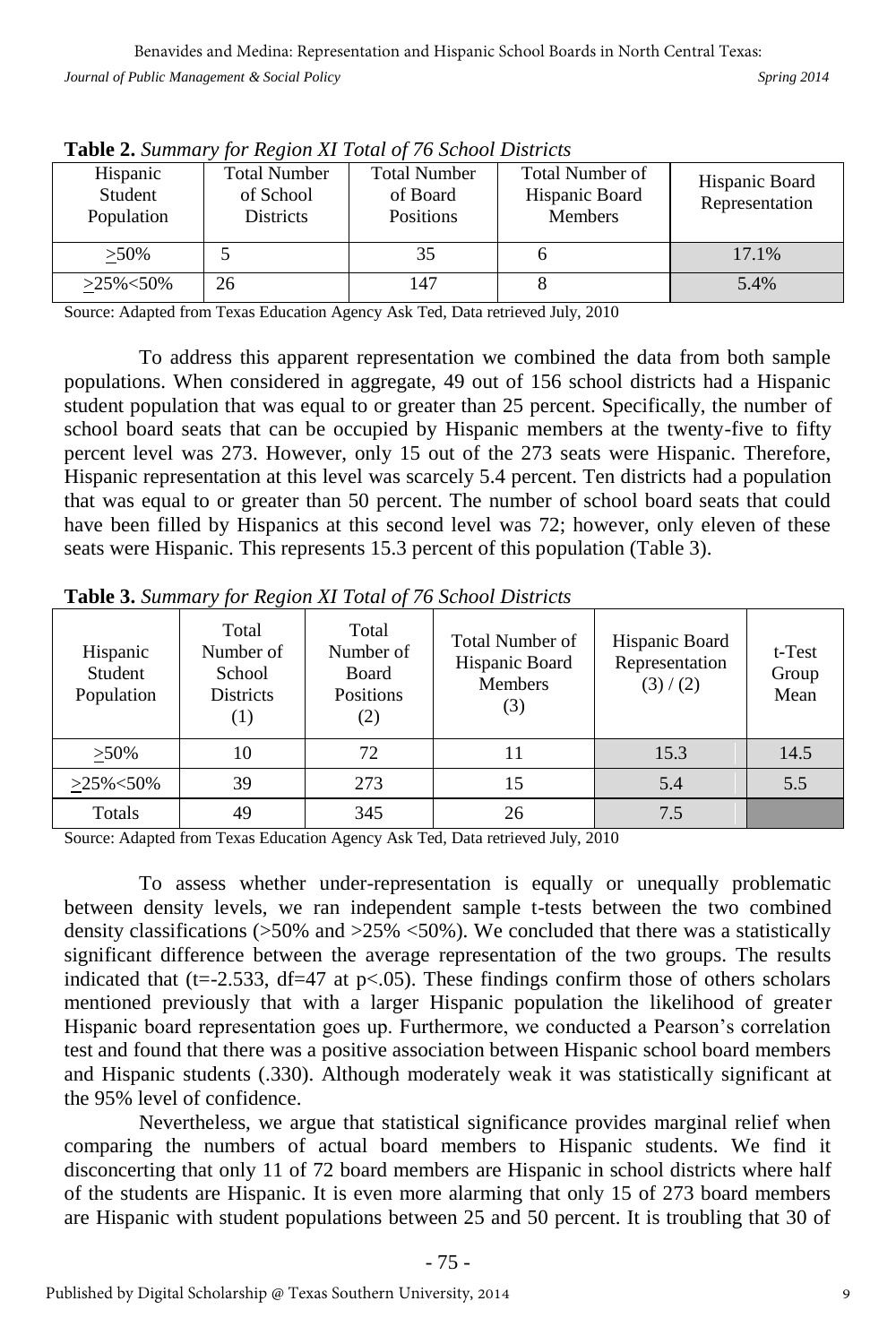**Table 2.** *Summary for Region XI Total of 76 School Districts*

| Hispanic Student Population | Total Number of School Districts | Total Number of Board Positions | Total Number of Hispanic Board Members | Hispanic Board Representation |
|---|---|---|---|---|
| >50% | 5 | 35 | 6 | 17.1% |
| >25%<50% | 26 | 147 | 8 | 5.4% |

Source: Adapted from Texas Education Agency Ask Ted, Data retrieved July, 2010

To address this apparent representation we combined the data from both sample populations. When considered in aggregate, 49 out of 156 school districts had a Hispanic student population that was equal to or greater than 25 percent. Specifically, the number of school board seats that can be occupied by Hispanic members at the twenty-five to fifty percent level was 273. However, only 15 out of the 273 seats were Hispanic. Therefore, Hispanic representation at this level was scarcely 5.4 percent. Ten districts had a population that was equal to or greater than 50 percent. The number of school board seats that could have been filled by Hispanics at this second level was 72; however, only eleven of these seats were Hispanic. This represents 15.3 percent of this population (Table 3).

**Table 3.** *Summary for Region XI Total of 76 School Districts*

| Hispanic Student Population | Total Number of School Districts (1) | Total Number of Board Positions (2) | Total Number of Hispanic Board Members (3) | Hispanic Board Representation (3) / (2) | t-Test Group Mean |
|---|---|---|---|---|---|
| >50% | 10 | 72 | 11 | 15.3 | 14.5 |
| >25%<50% | 39 | 273 | 15 | 5.4 | 5.5 |
| Totals | 49 | 345 | 26 | 7.5 | |

Source: Adapted from Texas Education Agency Ask Ted, Data retrieved July, 2010

To assess whether under-representation is equally or unequally problematic between density levels, we ran independent sample t-tests between the two combined density classifications (>50% and >25% <50%). We concluded that there was a statistically significant difference between the average representation of the two groups. The results indicated that ($t=-2.533$, $df=47$ at $p<.05$). These findings confirm those of others scholars mentioned previously that with a larger Hispanic population the likelihood of greater Hispanic board representation goes up. Furthermore, we conducted a Pearson's correlation test and found that there was a positive association between Hispanic school board members and Hispanic students (.330). Although moderately weak it was statistically significant at the 95% level of confidence.

Nevertheless, we argue that statistical significance provides marginal relief when comparing the numbers of actual board members to Hispanic students. We find it disconcerting that only 11 of 72 board members are Hispanic in school districts where half of the students are Hispanic. It is even more alarming that only 15 of 273 board members are Hispanic with student populations between 25 and 50 percent. It is troubling that 30 of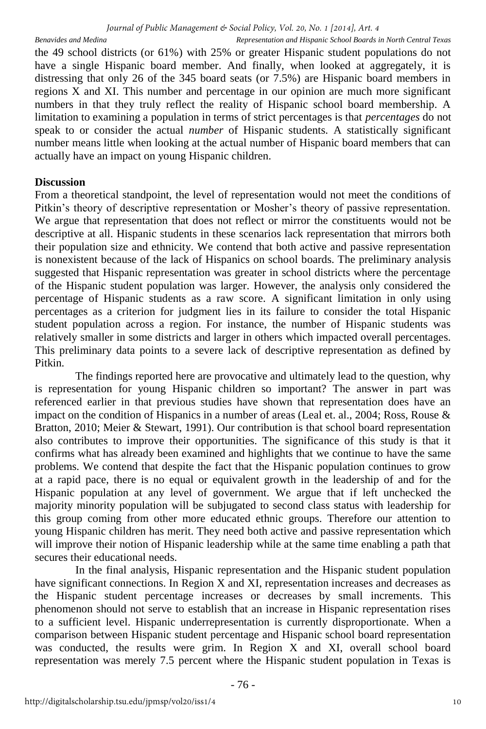the 49 school districts (or 61%) with 25% or greater Hispanic student populations do not have a single Hispanic board member. And finally, when looked at aggregately, it is distressing that only 26 of the 345 board seats (or 7.5%) are Hispanic board members in regions X and XI. This number and percentage in our opinion are much more significant numbers in that they truly reflect the reality of Hispanic school board membership. A limitation to examining a population in terms of strict percentages is that *percentages* do not speak to or consider the actual *number* of Hispanic students. A statistically significant number means little when looking at the actual number of Hispanic board members that can actually have an impact on young Hispanic children.

**Discussion**

From a theoretical standpoint, the level of representation would not meet the conditions of Pitkin's theory of descriptive representation or Mosher's theory of passive representation. We argue that representation that does not reflect or mirror the constituents would not be descriptive at all. Hispanic students in these scenarios lack representation that mirrors both their population size and ethnicity. We contend that both active and passive representation is nonexistent because of the lack of Hispanics on school boards. The preliminary analysis suggested that Hispanic representation was greater in school districts where the percentage of the Hispanic student population was larger. However, the analysis only considered the percentage of Hispanic students as a raw score. A significant limitation in only using percentages as a criterion for judgment lies in its failure to consider the total Hispanic student population across a region. For instance, the number of Hispanic students was relatively smaller in some districts and larger in others which impacted overall percentages. This preliminary data points to a severe lack of descriptive representation as defined by Pitkin.

The findings reported here are provocative and ultimately lead to the question, why is representation for young Hispanic children so important? The answer in part was referenced earlier in that previous studies have shown that representation does have an impact on the condition of Hispanics in a number of areas (Leal et. al., 2004; Ross, Rouse & Bratton, 2010; Meier & Stewart, 1991). Our contribution is that school board representation also contributes to improve their opportunities. The significance of this study is that it confirms what has already been examined and highlights that we continue to have the same problems. We contend that despite the fact that the Hispanic population continues to grow at a rapid pace, there is no equal or equivalent growth in the leadership of and for the Hispanic population at any level of government. We argue that if left unchecked the majority minority population will be subjugated to second class status with leadership for this group coming from other more educated ethnic groups. Therefore our attention to young Hispanic children has merit. They need both active and passive representation which will improve their notion of Hispanic leadership while at the same time enabling a path that secures their educational needs.

In the final analysis, Hispanic representation and the Hispanic student population have significant connections. In Region X and XI, representation increases and decreases as the Hispanic student percentage increases or decreases by small increments. This phenomenon should not serve to establish that an increase in Hispanic representation rises to a sufficient level. Hispanic underrepresentation is currently disproportionate. When a comparison between Hispanic student percentage and Hispanic school board representation was conducted, the results were grim. In Region X and XI, overall school board representation was merely 7.5 percent where the Hispanic student population in Texas is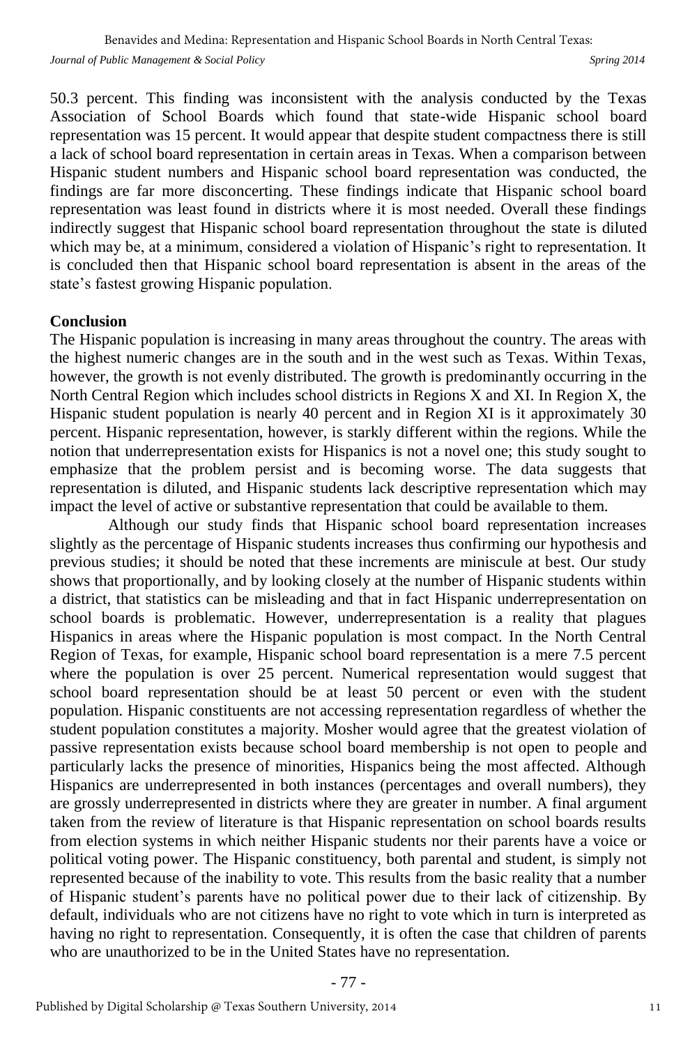50.3 percent. This finding was inconsistent with the analysis conducted by the Texas Association of School Boards which found that state-wide Hispanic school board representation was 15 percent. It would appear that despite student compactness there is still a lack of school board representation in certain areas in Texas. When a comparison between Hispanic student numbers and Hispanic school board representation was conducted, the findings are far more disconcerting. These findings indicate that Hispanic school board representation was least found in districts where it is most needed. Overall these findings indirectly suggest that Hispanic school board representation throughout the state is diluted which may be, at a minimum, considered a violation of Hispanic's right to representation. It is concluded then that Hispanic school board representation is absent in the areas of the state's fastest growing Hispanic population.

**Conclusion**

The Hispanic population is increasing in many areas throughout the country. The areas with the highest numeric changes are in the south and in the west such as Texas. Within Texas, however, the growth is not evenly distributed. The growth is predominantly occurring in the North Central Region which includes school districts in Regions X and XI. In Region X, the Hispanic student population is nearly 40 percent and in Region XI is it approximately 30 percent. Hispanic representation, however, is starkly different within the regions. While the notion that underrepresentation exists for Hispanics is not a novel one; this study sought to emphasize that the problem persist and is becoming worse. The data suggests that representation is diluted, and Hispanic students lack descriptive representation which may impact the level of active or substantive representation that could be available to them.

Although our study finds that Hispanic school board representation increases slightly as the percentage of Hispanic students increases thus confirming our hypothesis and previous studies; it should be noted that these increments are miniscule at best. Our study shows that proportionally, and by looking closely at the number of Hispanic students within a district, that statistics can be misleading and that in fact Hispanic underrepresentation on school boards is problematic. However, underrepresentation is a reality that plagues Hispanics in areas where the Hispanic population is most compact. In the North Central Region of Texas, for example, Hispanic school board representation is a mere 7.5 percent where the population is over 25 percent. Numerical representation would suggest that school board representation should be at least 50 percent or even with the student population. Hispanic constituents are not accessing representation regardless of whether the student population constitutes a majority. Mosher would agree that the greatest violation of passive representation exists because school board membership is not open to people and particularly lacks the presence of minorities, Hispanics being the most affected. Although Hispanics are underrepresented in both instances (percentages and overall numbers), they are grossly underrepresented in districts where they are greater in number. A final argument taken from the review of literature is that Hispanic representation on school boards results from election systems in which neither Hispanic students nor their parents have a voice or political voting power. The Hispanic constituency, both parental and student, is simply not represented because of the inability to vote. This results from the basic reality that a number of Hispanic student's parents have no political power due to their lack of citizenship. By default, individuals who are not citizens have no right to vote which in turn is interpreted as having no right to representation. Consequently, it is often the case that children of parents who are unauthorized to be in the United States have no representation.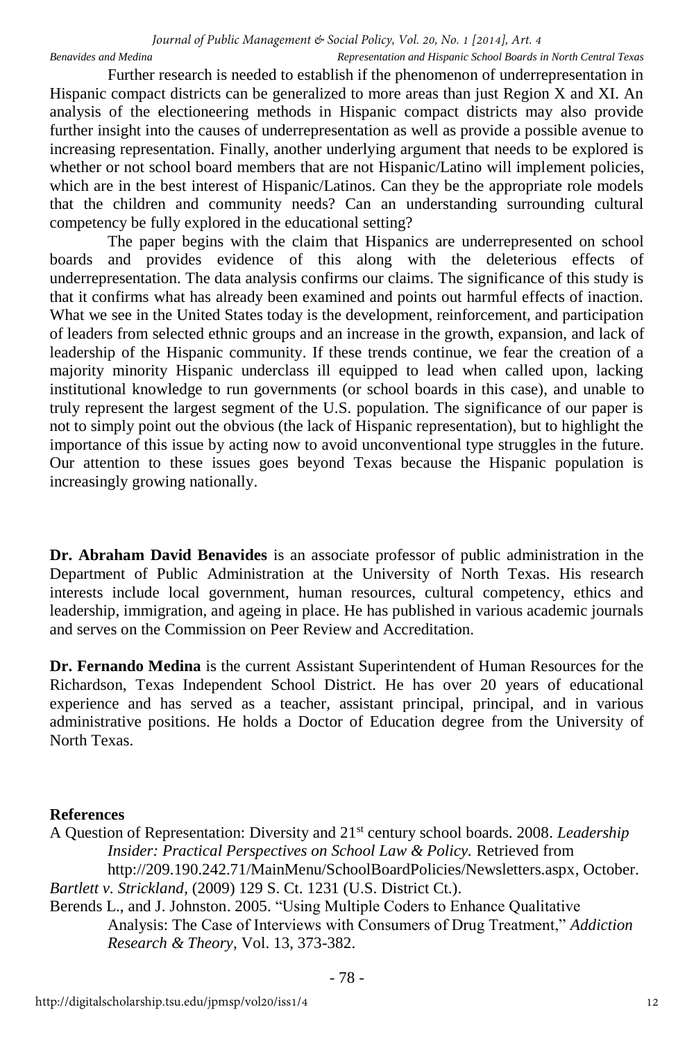Further research is needed to establish if the phenomenon of underrepresentation in Hispanic compact districts can be generalized to more areas than just Region X and XI. An analysis of the electioneering methods in Hispanic compact districts may also provide further insight into the causes of underrepresentation as well as provide a possible avenue to increasing representation. Finally, another underlying argument that needs to be explored is whether or not school board members that are not Hispanic/Latino will implement policies, which are in the best interest of Hispanic/Latinos. Can they be the appropriate role models that the children and community needs? Can an understanding surrounding cultural competency be fully explored in the educational setting?

The paper begins with the claim that Hispanics are underrepresented on school boards and provides evidence of this along with the deleterious effects of underrepresentation. The data analysis confirms our claims. The significance of this study is that it confirms what has already been examined and points out harmful effects of inaction. What we see in the United States today is the development, reinforcement, and participation of leaders from selected ethnic groups and an increase in the growth, expansion, and lack of leadership of the Hispanic community. If these trends continue, we fear the creation of a majority minority Hispanic underclass ill equipped to lead when called upon, lacking institutional knowledge to run governments (or school boards in this case), and unable to truly represent the largest segment of the U.S. population. The significance of our paper is not to simply point out the obvious (the lack of Hispanic representation), but to highlight the importance of this issue by acting now to avoid unconventional type struggles in the future. Our attention to these issues goes beyond Texas because the Hispanic population is increasingly growing nationally.

**Dr. Abraham David Benavides** is an associate professor of public administration in the Department of Public Administration at the University of North Texas. His research interests include local government, human resources, cultural competency, ethics and leadership, immigration, and ageing in place. He has published in various academic journals and serves on the Commission on Peer Review and Accreditation.

**Dr. Fernando Medina** is the current Assistant Superintendent of Human Resources for the Richardson, Texas Independent School District. He has over 20 years of educational experience and has served as a teacher, assistant principal, principal, and in various administrative positions. He holds a Doctor of Education degree from the University of North Texas.

**References**

A Question of Representation: Diversity and 21st century school boards. 2008. *Leadership Insider: Practical Perspectives on School Law & Policy.* Retrieved from http://209.190.242.71/MainMenu/SchoolBoardPolicies/Newsletters.aspx, October.

*Bartlett v. Strickland*, (2009) 129 S. Ct. 1231 (U.S. District Ct.).

Berends L., and J. Johnston. 2005. "Using Multiple Coders to Enhance Qualitative Analysis: The Case of Interviews with Consumers of Drug Treatment," *Addiction Research & Theory*, Vol. 13, 373-382.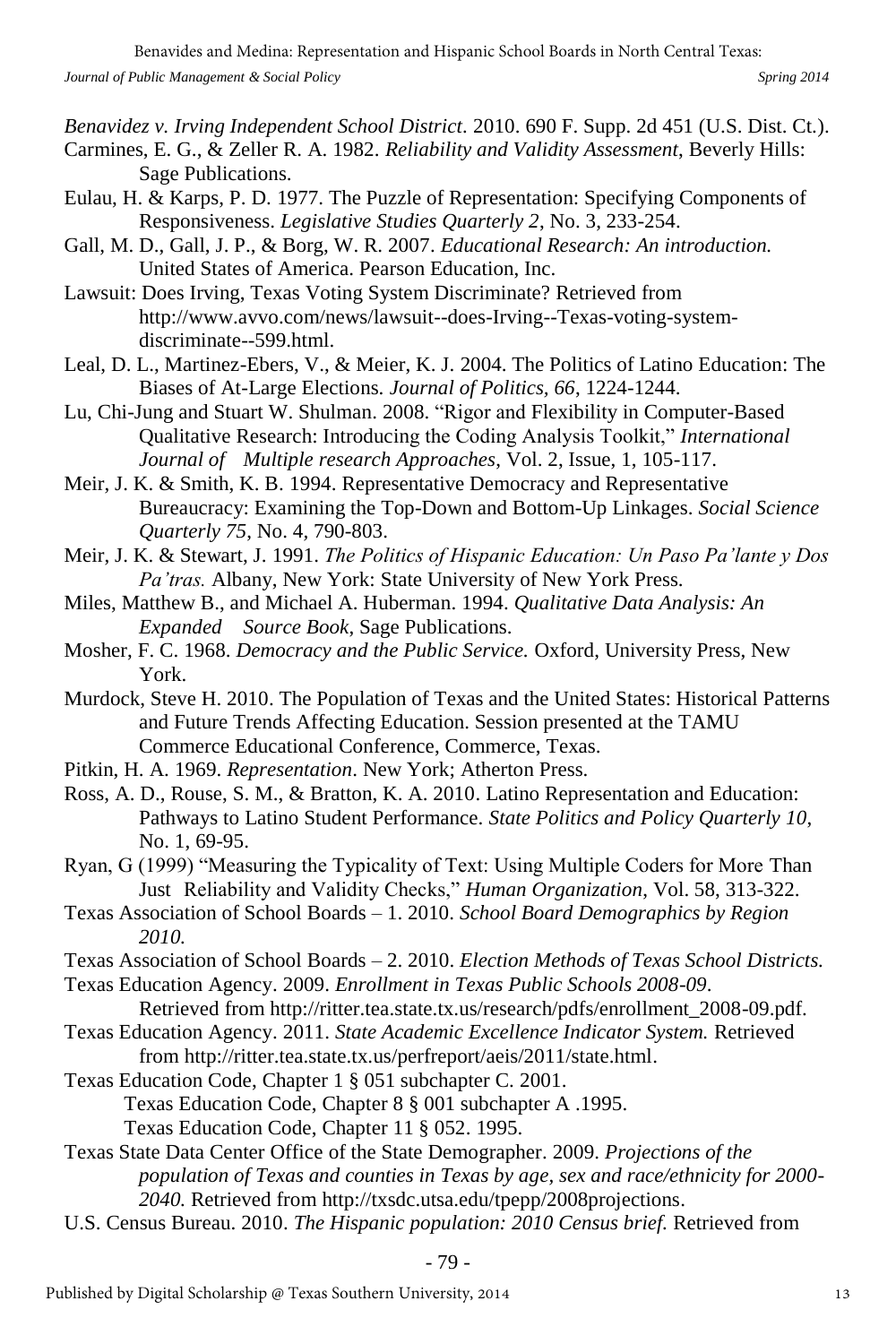*Benavidez v. Irving Independent School District*. 2010. 690 F. Supp. 2d 451 (U.S. Dist. Ct.).

Carmines, E. G., & Zeller R. A. 1982. *Reliability and Validity Assessment*, Beverly Hills: Sage Publications.

Eulau, H. & Karps, P. D. 1977. The Puzzle of Representation: Specifying Components of Responsiveness. *Legislative Studies Quarterly 2*, No. 3, 233-254.

Gall, M. D., Gall, J. P., & Borg, W. R. 2007. *Educational Research: An introduction.* United States of America. Pearson Education, Inc.

Lawsuit: Does Irving, Texas Voting System Discriminate? Retrieved from http://www.avvo.com/news/lawsuit--does-Irving--Texas-voting-system-discriminate--599.html.

Leal, D. L., Martinez-Ebers, V., & Meier, K. J. 2004. The Politics of Latino Education: The Biases of At-Large Elections. *Journal of Politics, 66*, 1224-1244.

Lu, Chi-Jung and Stuart W. Shulman. 2008. "Rigor and Flexibility in Computer-Based Qualitative Research: Introducing the Coding Analysis Toolkit," *International Journal of Multiple research Approaches*, Vol. 2, Issue, 1, 105-117.

Meir, J. K. & Smith, K. B. 1994. Representative Democracy and Representative Bureaucracy: Examining the Top-Down and Bottom-Up Linkages. *Social Science Quarterly 75*, No. 4, 790-803.

Meir, J. K. & Stewart, J. 1991. *The Politics of Hispanic Education: Un Paso Pa'lante y Dos Pa'tras.* Albany, New York: State University of New York Press.

Miles, Matthew B., and Michael A. Huberman. 1994. *Qualitative Data Analysis: An Expanded Source Book*, Sage Publications.

Mosher, F. C. 1968. *Democracy and the Public Service.* Oxford, University Press, New York.

Murdock, Steve H. 2010. The Population of Texas and the United States: Historical Patterns and Future Trends Affecting Education. Session presented at the TAMU Commerce Educational Conference, Commerce, Texas.

Pitkin, H. A. 1969. *Representation*. New York; Atherton Press.

Ross, A. D., Rouse, S. M., & Bratton, K. A. 2010. Latino Representation and Education: Pathways to Latino Student Performance. *State Politics and Policy Quarterly 10*, No. 1, 69-95.

Ryan, G (1999) "Measuring the Typicality of Text: Using Multiple Coders for More Than Just Reliability and Validity Checks," *Human Organization*, Vol. 58, 313-322.

Texas Association of School Boards – 1. 2010. *School Board Demographics by Region 2010.*

Texas Association of School Boards – 2. 2010. *Election Methods of Texas School Districts.*

Texas Education Agency. 2009. *Enrollment in Texas Public Schools 2008-09*. Retrieved from http://ritter.tea.state.tx.us/research/pdfs/enrollment_2008-09.pdf.

Texas Education Agency. 2011. *State Academic Excellence Indicator System.* Retrieved from http://ritter.tea.state.tx.us/perfreport/aeis/2011/state.html.

Texas Education Code, Chapter 1 § 051 subchapter C. 2001.
Texas Education Code, Chapter 8 § 001 subchapter A .1995.
Texas Education Code, Chapter 11 § 052. 1995.

Texas State Data Center Office of the State Demographer. 2009. *Projections of the population of Texas and counties in Texas by age, sex and race/ethnicity for 2000-2040.* Retrieved from http://txsdc.utsa.edu/tpepp/2008projections.

U.S. Census Bureau. 2010. *The Hispanic population: 2010 Census brief.* Retrieved from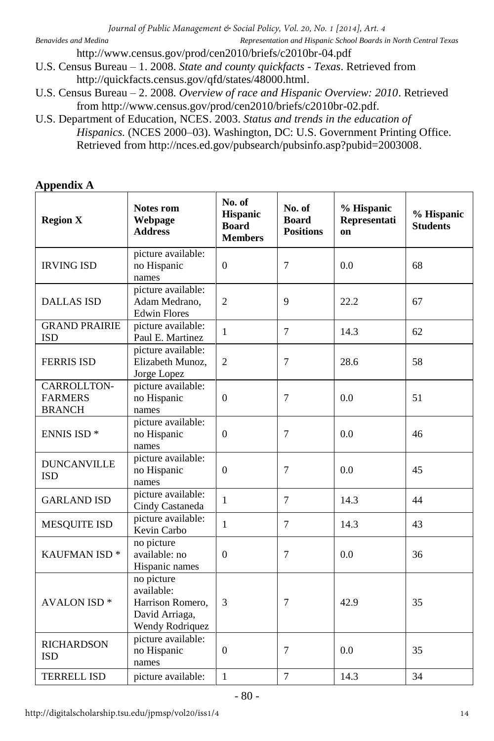http://www.census.gov/prod/cen2010/briefs/c2010br-04.pdf

U.S. Census Bureau – 1. 2008. *State and county quickfacts - Texas*. Retrieved from http://quickfacts.census.gov/qfd/states/48000.html.

U.S. Census Bureau – 2. 2008. *Overview of race and Hispanic Overview: 2010*. Retrieved from http://www.census.gov/prod/cen2010/briefs/c2010br-02.pdf.

U.S. Department of Education, NCES. 2003. *Status and trends in the education of Hispanics.* (NCES 2000–03). Washington, DC: U.S. Government Printing Office. Retrieved from http://nces.ed.gov/pubsearch/pubsinfo.asp?pubid=2003008.

## Appendix A

| Region X | Notes rom Webpage Address | No. of Hispanic Board Members | No. of Board Positions | % Hispanic Representation | % Hispanic Students |
|---|---|---|---|---|---|
| IRVING ISD | picture available: no Hispanic names | 0 | 7 | 0.0 | 68 |
| DALLAS ISD | picture available: Adam Medrano, Edwin Flores | 2 | 9 | 22.2 | 67 |
| GRAND PRAIRIE ISD | picture available: Paul E. Martinez | 1 | 7 | 14.3 | 62 |
| FERRIS ISD | picture available: Elizabeth Munoz, Jorge Lopez | 2 | 7 | 28.6 | 58 |
| CARROLLTON-FARMERS BRANCH | picture available: no Hispanic names | 0 | 7 | 0.0 | 51 |
| ENNIS ISD * | picture available: no Hispanic names | 0 | 7 | 0.0 | 46 |
| DUNCANVILLE ISD | picture available: no Hispanic names | 0 | 7 | 0.0 | 45 |
| GARLAND ISD | picture available: Cindy Castaneda | 1 | 7 | 14.3 | 44 |
| MESQUITE ISD | picture available: Kevin Carbo | 1 | 7 | 14.3 | 43 |
| KAUFMAN ISD * | no picture available: no Hispanic names | 0 | 7 | 0.0 | 36 |
| AVALON ISD * | no picture available: Harrison Romero, David Arriaga, Wendy Rodriquez | 3 | 7 | 42.9 | 35 |
| RICHARDSON ISD | picture available: no Hispanic names | 0 | 7 | 0.0 | 35 |
| TERRELL ISD | picture available: | 1 | 7 | 14.3 | 34 |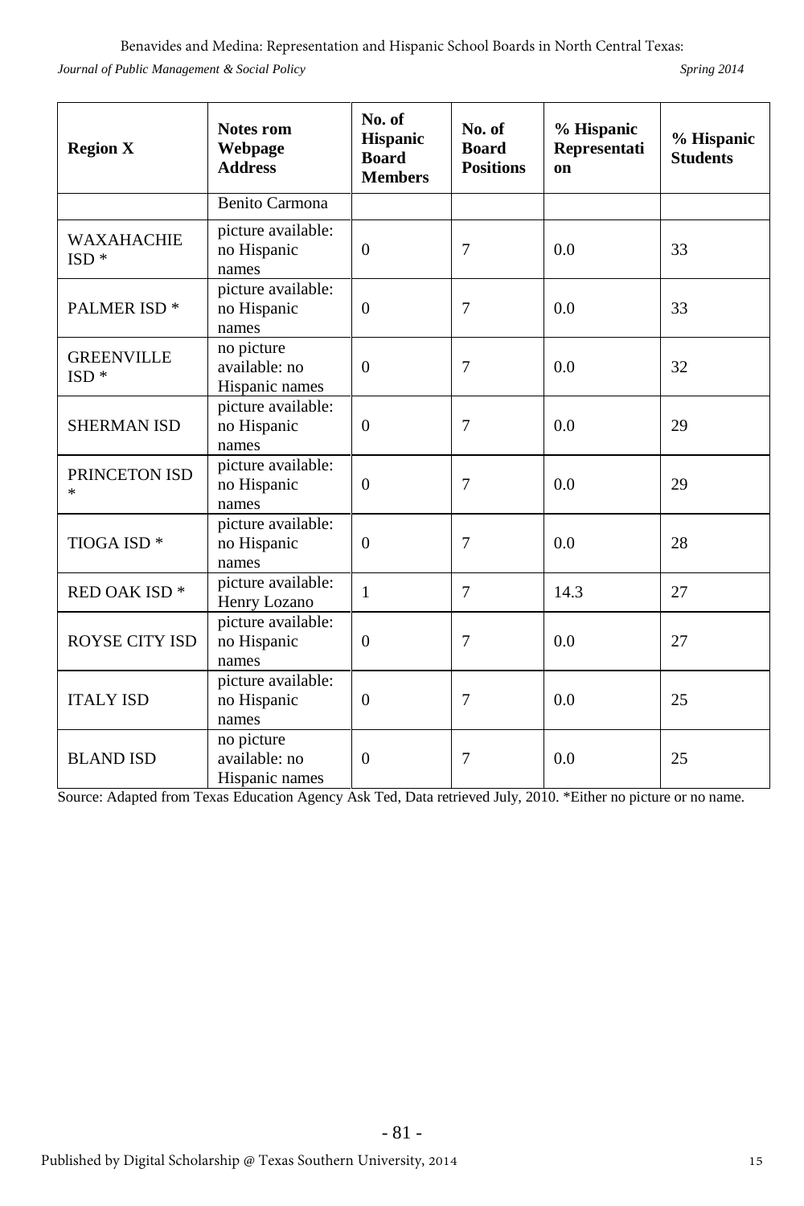| Region X | Notes rom Webpage Address | No. of Hispanic Board Members | No. of Board Positions | % Hispanic Representation | % Hispanic Students |
|---|---|---|---|---|---|
| | Benito Carmona | | | | |
| WAXAHACHIE ISD * | picture available: no Hispanic names | 0 | 7 | 0.0 | 33 |
| PALMER ISD * | picture available: no Hispanic names | 0 | 7 | 0.0 | 33 |
| GREENVILLE ISD * | no picture available: no Hispanic names | 0 | 7 | 0.0 | 32 |
| SHERMAN ISD | picture available: no Hispanic names | 0 | 7 | 0.0 | 29 |
| PRINCETON ISD * | picture available: no Hispanic names | 0 | 7 | 0.0 | 29 |
| TIOGA ISD * | picture available: no Hispanic names | 0 | 7 | 0.0 | 28 |
| RED OAK ISD * | picture available: Henry Lozano | 1 | 7 | 14.3 | 27 |
| ROYSE CITY ISD | picture available: no Hispanic names | 0 | 7 | 0.0 | 27 |
| ITALY ISD | picture available: no Hispanic names | 0 | 7 | 0.0 | 25 |
| BLAND ISD | no picture available: no Hispanic names | 0 | 7 | 0.0 | 25 |

Source: Adapted from Texas Education Agency Ask Ted, Data retrieved July, 2010. *Either no picture or no name.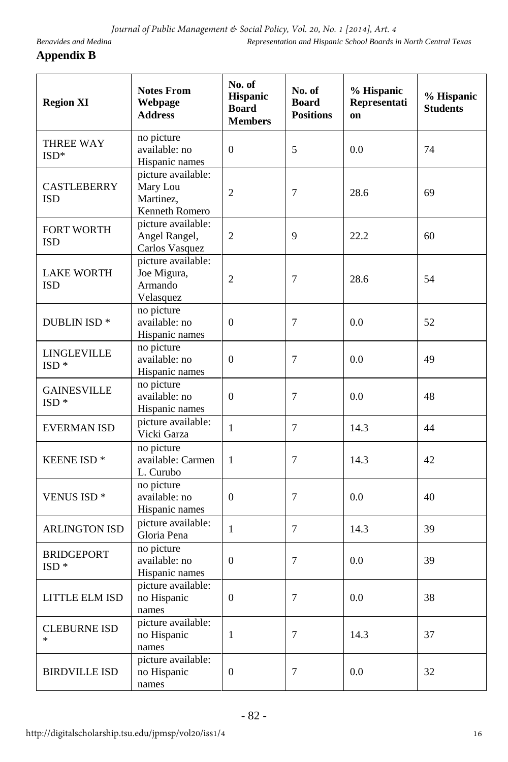## Appendix B

| Region XI | Notes From Webpage Address | No. of Hispanic Board Members | No. of Board Positions | % Hispanic Representation | % Hispanic Students |
|---|---|---|---|---|---|
| THREE WAY ISD* | no picture available: no Hispanic names | 0 | 5 | 0.0 | 74 |
| CASTLEBERRY ISD | picture available: Mary Lou Martinez, Kenneth Romero | 2 | 7 | 28.6 | 69 |
| FORT WORTH ISD | picture available: Angel Rangel, Carlos Vasquez | 2 | 9 | 22.2 | 60 |
| LAKE WORTH ISD | picture available: Joe Migura, Armando Velasquez | 2 | 7 | 28.6 | 54 |
| DUBLIN ISD * | no picture available: no Hispanic names | 0 | 7 | 0.0 | 52 |
| LINGLEVILLE ISD * | no picture available: no Hispanic names | 0 | 7 | 0.0 | 49 |
| GAINESVILLE ISD * | no picture available: no Hispanic names | 0 | 7 | 0.0 | 48 |
| EVERMAN ISD | picture available: Vicki Garza | 1 | 7 | 14.3 | 44 |
| KEENE ISD * | no picture available: Carmen L. Curubo | 1 | 7 | 14.3 | 42 |
| VENUS ISD * | no picture available: no Hispanic names | 0 | 7 | 0.0 | 40 |
| ARLINGTON ISD | picture available: Gloria Pena | 1 | 7 | 14.3 | 39 |
| BRIDGEPORT ISD * | no picture available: no Hispanic names | 0 | 7 | 0.0 | 39 |
| LITTLE ELM ISD | picture available: no Hispanic names | 0 | 7 | 0.0 | 38 |
| CLEBURNE ISD * | picture available: no Hispanic names | 1 | 7 | 14.3 | 37 |
| BIRDVILLE ISD | picture available: no Hispanic names | 0 | 7 | 0.0 | 32 |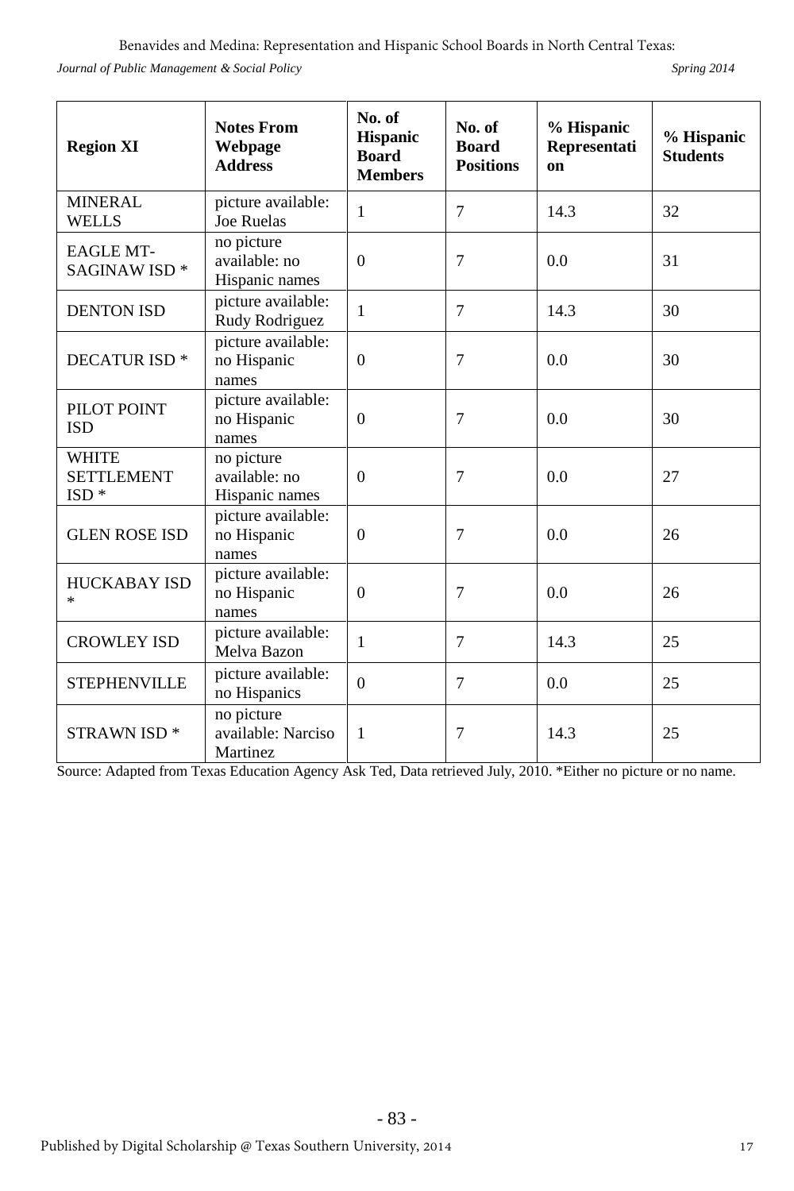| Region XI | Notes From Webpage Address | No. of Hispanic Board Members | No. of Board Positions | % Hispanic Representation | % Hispanic Students |
|---|---|---|---|---|---|
| MINERAL WELLS | picture available: Joe Ruelas | 1 | 7 | 14.3 | 32 |
| EAGLE MT-SAGINAW ISD * | no picture available: no Hispanic names | 0 | 7 | 0.0 | 31 |
| DENTON ISD | picture available: Rudy Rodriguez | 1 | 7 | 14.3 | 30 |
| DECATUR ISD * | picture available: no Hispanic names | 0 | 7 | 0.0 | 30 |
| PILOT POINT ISD | picture available: no Hispanic names | 0 | 7 | 0.0 | 30 |
| WHITE SETTLEMENT ISD * | no picture available: no Hispanic names | 0 | 7 | 0.0 | 27 |
| GLEN ROSE ISD | picture available: no Hispanic names | 0 | 7 | 0.0 | 26 |
| HUCKABAY ISD * | picture available: no Hispanic names | 0 | 7 | 0.0 | 26 |
| CROWLEY ISD | picture available: Melva Bazon | 1 | 7 | 14.3 | 25 |
| STEPHENVILLE | picture available: no Hispanics | 0 | 7 | 0.0 | 25 |
| STRAWN ISD * | no picture available: Narciso Martinez | 1 | 7 | 14.3 | 25 |

Source: Adapted from Texas Education Agency Ask Ted, Data retrieved July, 2010. *Either no picture or no name.